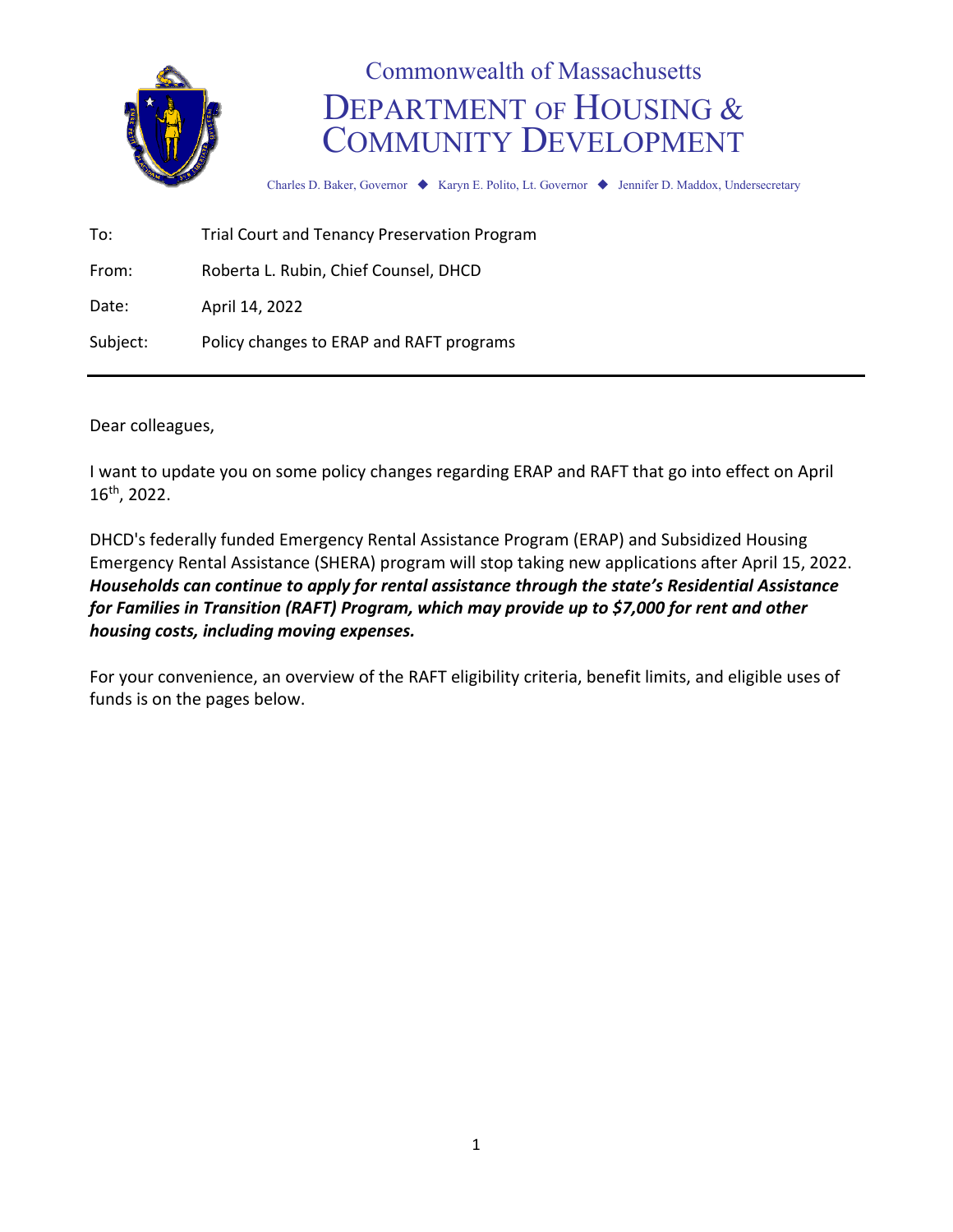# Commonwealth of Massachusetts
# DEPARTMENT OF HOUSING & COMMUNITY DEVELOPMENT

Charles D. Baker, Governor ◆ Karyn E. Polito, Lt. Governor ◆ Jennifer D. Maddox, Undersecretary

| | |
|---|---|
| To: | Trial Court and Tenancy Preservation Program |
| From: | Roberta L. Rubin, Chief Counsel, DHCD |
| Date: | April 14, 2022 |
| Subject: | Policy changes to ERAP and RAFT programs |

---

Dear colleagues,

I want to update you on some policy changes regarding ERAP and RAFT that go into effect on April 16th, 2022.

DHCD's federally funded Emergency Rental Assistance Program (ERAP) and Subsidized Housing Emergency Rental Assistance (SHERA) program will stop taking new applications after April 15, 2022. ***Households can continue to apply for rental assistance through the state's Residential Assistance for Families in Transition (RAFT) Program, which may provide up to $7,000 for rent and other housing costs, including moving expenses.***

For your convenience, an overview of the RAFT eligibility criteria, benefit limits, and eligible uses of funds is on the pages below.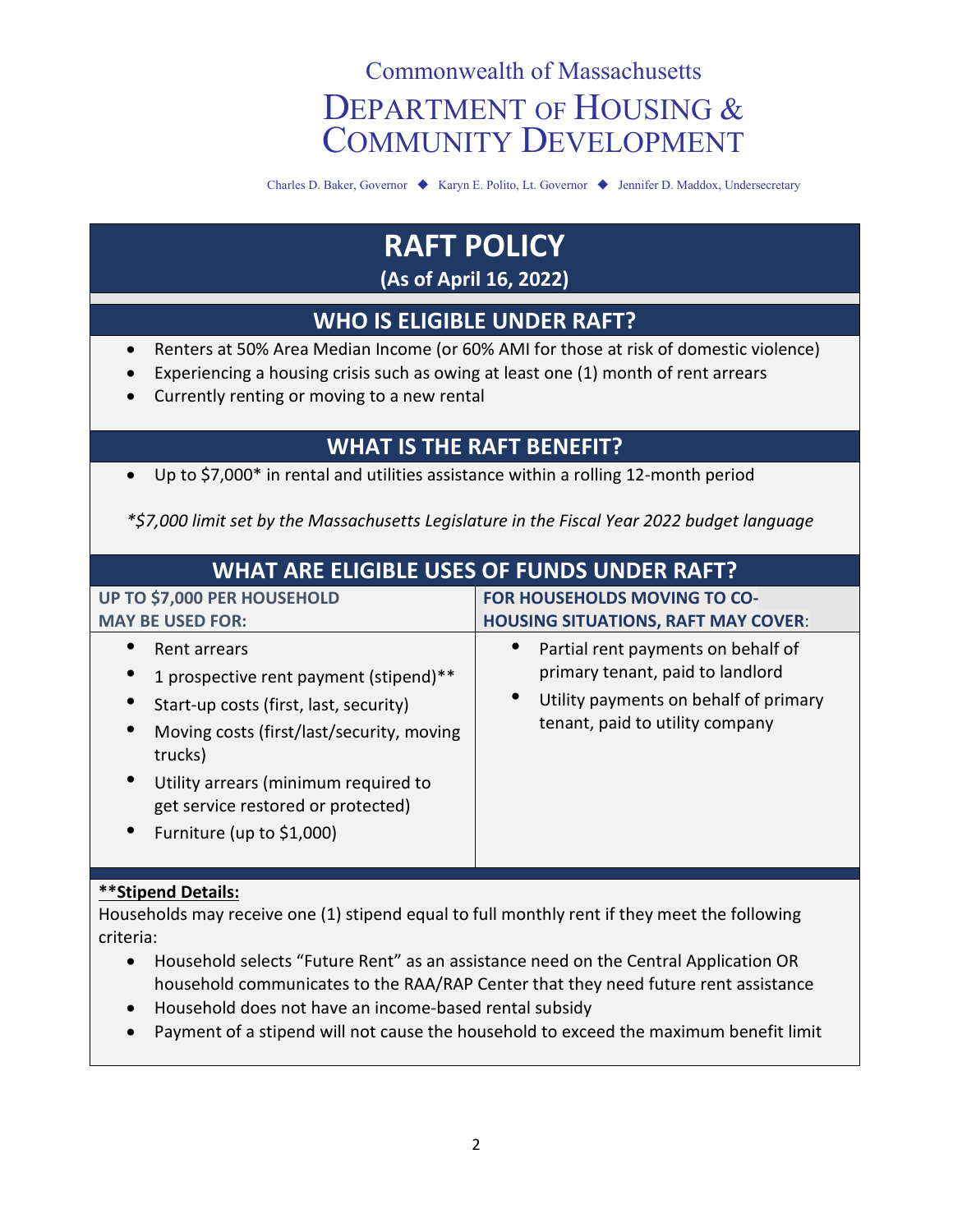Commonwealth of Massachusetts

# Department of Housing & Community Development

Charles D. Baker, Governor ◆ Karyn E. Polito, Lt. Governor ◆ Jennifer D. Maddox, Undersecretary

# RAFT POLICY

**(As of April 16, 2022)**

## WHO IS ELIGIBLE UNDER RAFT?

- Renters at 50% Area Median Income (or 60% AMI for those at risk of domestic violence)
- Experiencing a housing crisis such as owing at least one (1) month of rent arrears
- Currently renting or moving to a new rental

## WHAT IS THE RAFT BENEFIT?

- Up to $7,000* in rental and utilities assistance within a rolling 12-month period

*\*$7,000 limit set by the Massachusetts Legislature in the Fiscal Year 2022 budget language*

## WHAT ARE ELIGIBLE USES OF FUNDS UNDER RAFT?

| UP TO $7,000 PER HOUSEHOLD MAY BE USED FOR: | FOR HOUSEHOLDS MOVING TO CO-HOUSING SITUATIONS, RAFT MAY COVER: |
|---|---|
| • Rent arrears<br>• 1 prospective rent payment (stipend)**<br>• Start-up costs (first, last, security)<br>• Moving costs (first/last/security, moving trucks)<br>• Utility arrears (minimum required to get service restored or protected)<br>• Furniture (up to $1,000) | • Partial rent payments on behalf of primary tenant, paid to landlord<br>• Utility payments on behalf of primary tenant, paid to utility company |

**<u>\*\*Stipend Details:</u>**

Households may receive one (1) stipend equal to full monthly rent if they meet the following criteria:

- Household selects "Future Rent" as an assistance need on the Central Application OR household communicates to the RAA/RAP Center that they need future rent assistance
- Household does not have an income-based rental subsidy
- Payment of a stipend will not cause the household to exceed the maximum benefit limit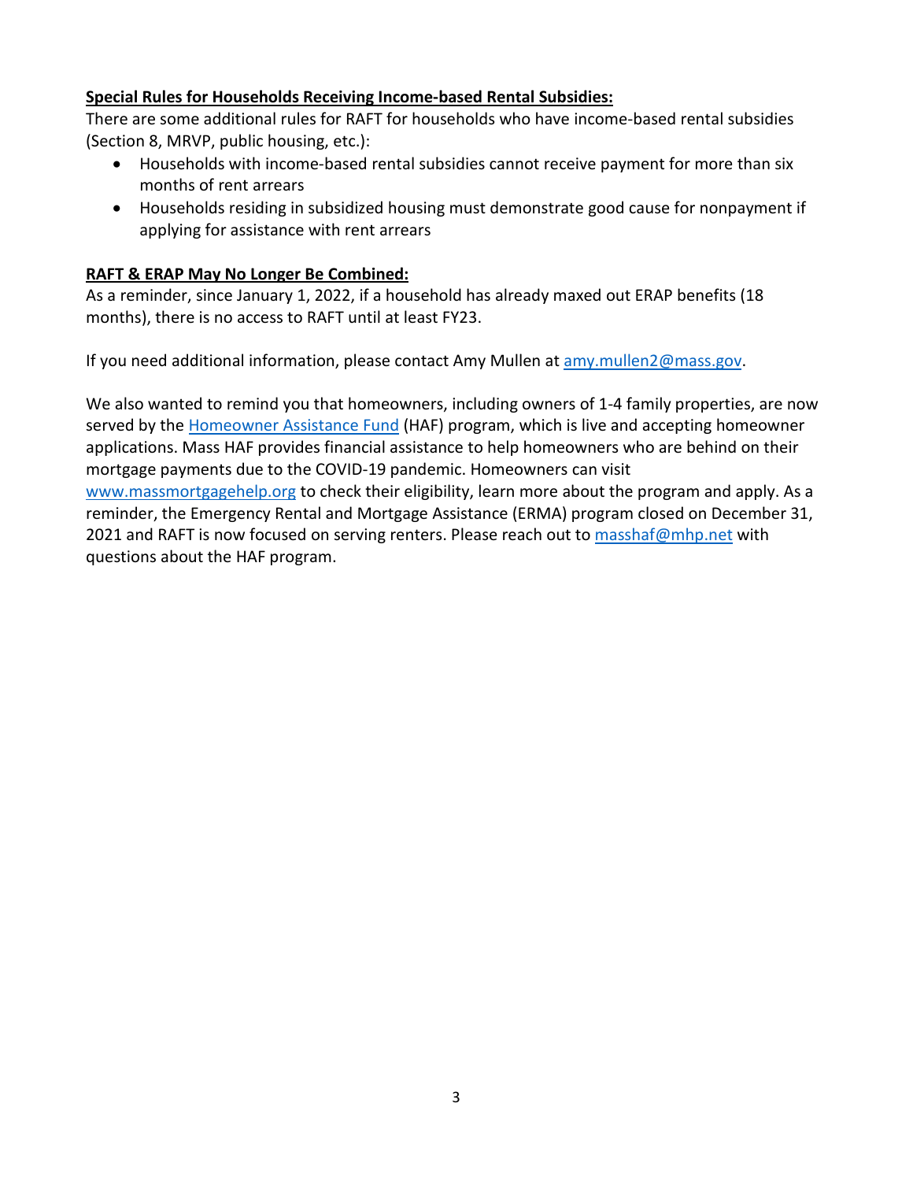**Special Rules for Households Receiving Income-based Rental Subsidies:**

There are some additional rules for RAFT for households who have income-based rental subsidies (Section 8, MRVP, public housing, etc.):

- Households with income-based rental subsidies cannot receive payment for more than six months of rent arrears
- Households residing in subsidized housing must demonstrate good cause for nonpayment if applying for assistance with rent arrears

**RAFT & ERAP May No Longer Be Combined:**

As a reminder, since January 1, 2022, if a household has already maxed out ERAP benefits (18 months), there is no access to RAFT until at least FY23.

If you need additional information, please contact Amy Mullen at amy.mullen2@mass.gov.

We also wanted to remind you that homeowners, including owners of 1-4 family properties, are now served by the Homeowner Assistance Fund (HAF) program, which is live and accepting homeowner applications. Mass HAF provides financial assistance to help homeowners who are behind on their mortgage payments due to the COVID-19 pandemic. Homeowners can visit www.massmortgagehelp.org to check their eligibility, learn more about the program and apply. As a reminder, the Emergency Rental and Mortgage Assistance (ERMA) program closed on December 31, 2021 and RAFT is now focused on serving renters. Please reach out to masshaf@mhp.net with questions about the HAF program.